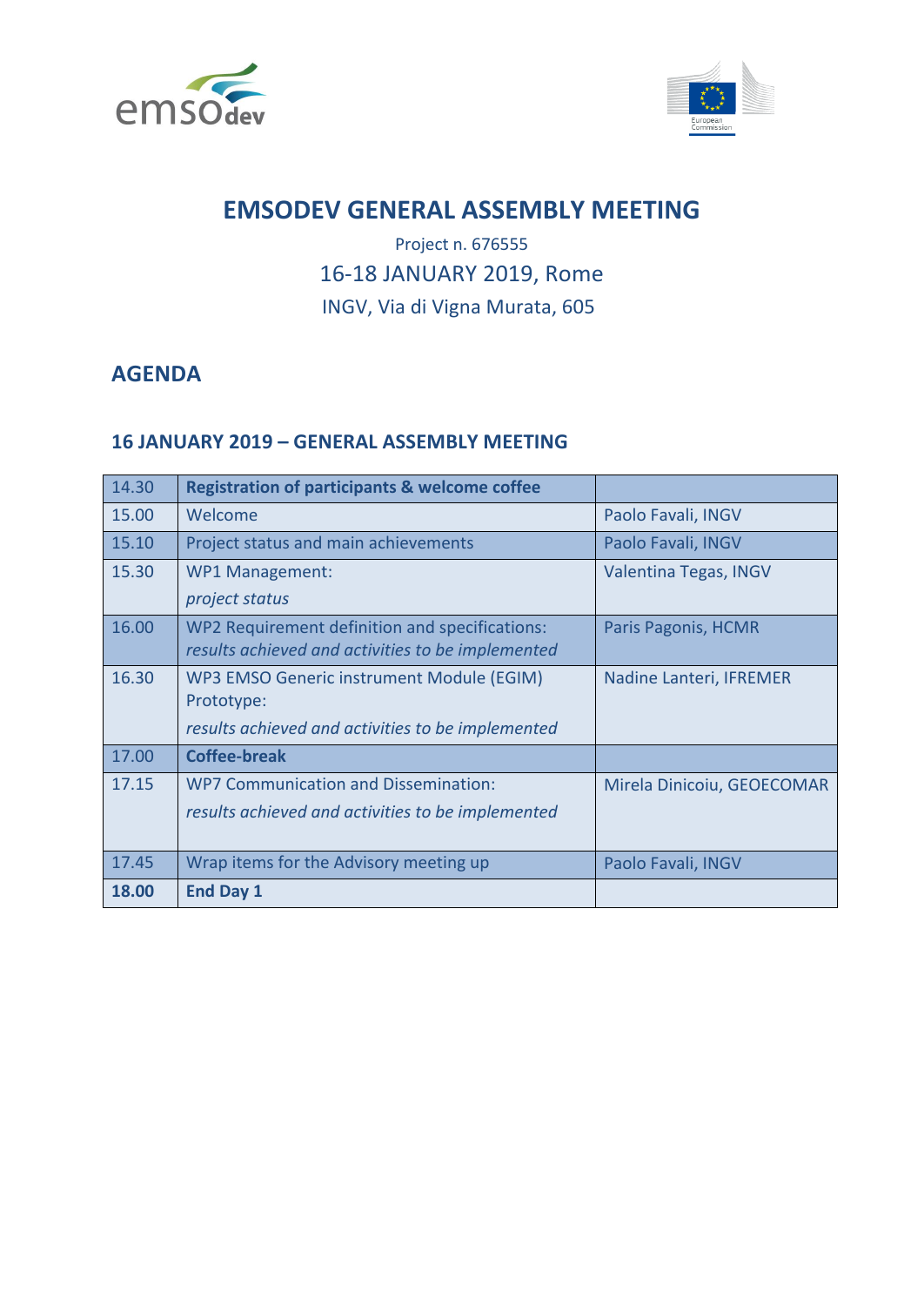# EMSODEV GENERAL ASSEMBLY MEETING

Project n. 676555

16-18 JANUARY 2019, Rome

INGV, Via di Vigna Murata, 605

## AGENDA

### 16 JANUARY 2019 – GENERAL ASSEMBLY MEETING

| | | |
|---|---|---|
| 14.30 | **Registration of participants & welcome coffee** | |
| 15.00 | Welcome | Paolo Favali, INGV |
| 15.10 | Project status and main achievements | Paolo Favali, INGV |
| 15.30 | WP1 Management:<br>*project status* | Valentina Tegas, INGV |
| 16.00 | WP2 Requirement definition and specifications:<br>*results achieved and activities to be implemented* | Paris Pagonis, HCMR |
| 16.30 | WP3 EMSO Generic instrument Module (EGIM) Prototype:<br>*results achieved and activities to be implemented* | Nadine Lanteri, IFREMER |
| 17.00 | **Coffee-break** | |
| 17.15 | WP7 Communication and Dissemination:<br>*results achieved and activities to be implemented* | Mirela Dinicoiu, GEOECOMAR |
| 17.45 | Wrap items for the Advisory meeting up | Paolo Favali, INGV |
| **18.00** | **End Day 1** | |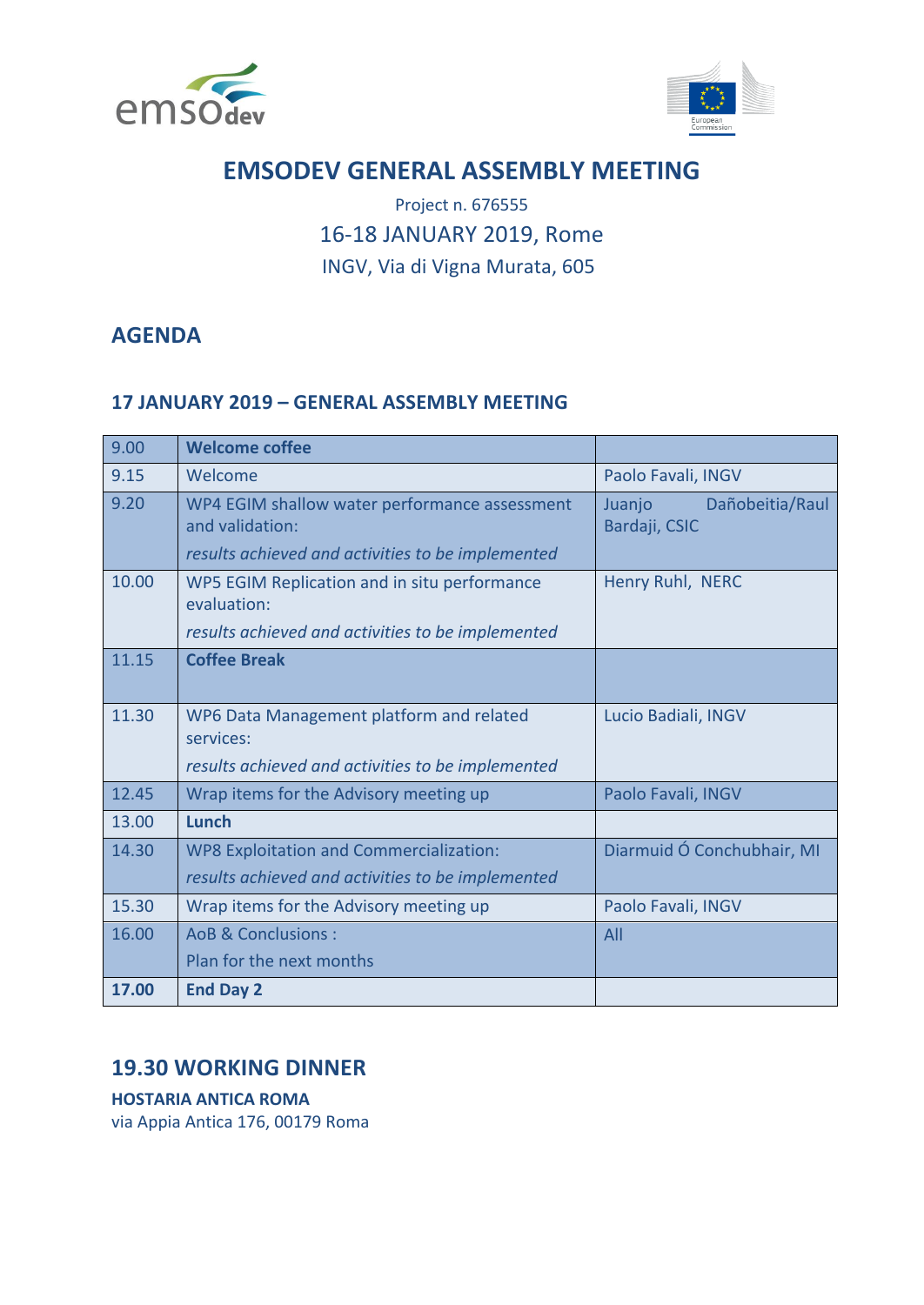# EMSODEV GENERAL ASSEMBLY MEETING

Project n. 676555

16-18 JANUARY 2019, Rome

INGV, Via di Vigna Murata, 605

## AGENDA

### 17 JANUARY 2019 – GENERAL ASSEMBLY MEETING

| | | |
|---|---|---|
| 9.00 | **Welcome coffee** | |
| 9.15 | Welcome | Paolo Favali, INGV |
| 9.20 | WP4 EGIM shallow water performance assessment and validation:<br>*results achieved and activities to be implemented* | Juanjo Dañobeitia/Raul Bardaji, CSIC |
| 10.00 | WP5 EGIM Replication and in situ performance evaluation:<br>*results achieved and activities to be implemented* | Henry Ruhl, NERC |
| 11.15 | **Coffee Break** | |
| 11.30 | WP6 Data Management platform and related services:<br>*results achieved and activities to be implemented* | Lucio Badiali, INGV |
| 12.45 | Wrap items for the Advisory meeting up | Paolo Favali, INGV |
| 13.00 | **Lunch** | |
| 14.30 | WP8 Exploitation and Commercialization:<br>*results achieved and activities to be implemented* | Diarmuid Ó Conchubhair, MI |
| 15.30 | Wrap items for the Advisory meeting up | Paolo Favali, INGV |
| 16.00 | AoB & Conclusions :<br>Plan for the next months | All |
| **17.00** | **End Day 2** | |

## 19.30 WORKING DINNER

**HOSTARIA ANTICA ROMA**

via Appia Antica 176, 00179 Roma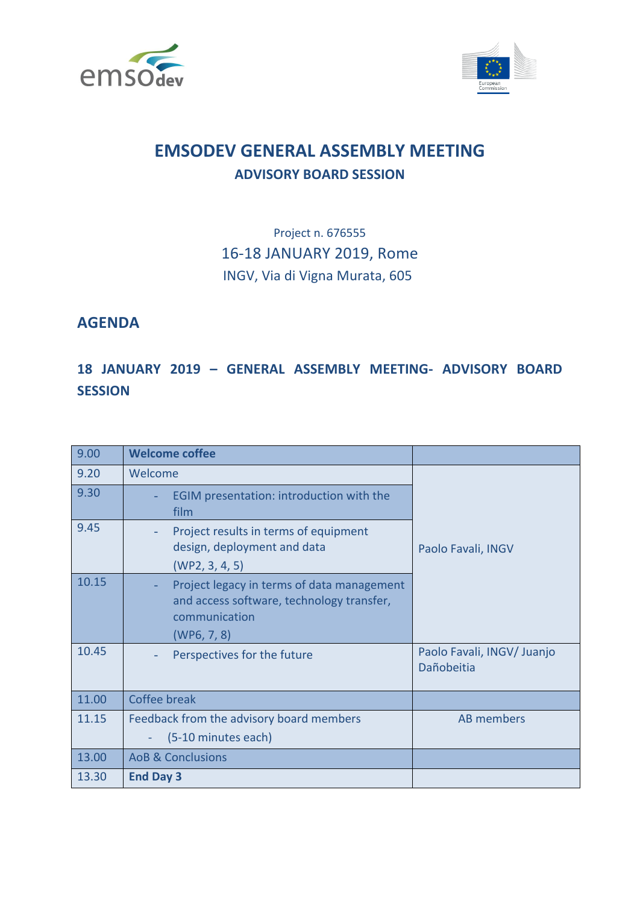# EMSODEV GENERAL ASSEMBLY MEETING

## ADVISORY BOARD SESSION

Project n. 676555

16-18 JANUARY 2019, Rome

INGV, Via di Vigna Murata, 605

## AGENDA

### 18 JANUARY 2019 – GENERAL ASSEMBLY MEETING- ADVISORY BOARD SESSION

| | | |
|---|---|---|
| 9.00 | **Welcome coffee** | |
| 9.20 | Welcome | Paolo Favali, INGV |
| 9.30 | - EGIM presentation: introduction with the film | |
| 9.45 | - Project results in terms of equipment design, deployment and data (WP2, 3, 4, 5) | |
| 10.15 | - Project legacy in terms of data management and access software, technology transfer, communication (WP6, 7, 8) | |
| 10.45 | - Perspectives for the future | Paolo Favali, INGV/ Juanjo Dañobeitia |
| 11.00 | Coffee break | |
| 11.15 | Feedback from the advisory board members - (5-10 minutes each) | AB members |
| 13.00 | AoB & Conclusions | |
| 13.30 | **End Day 3** | |